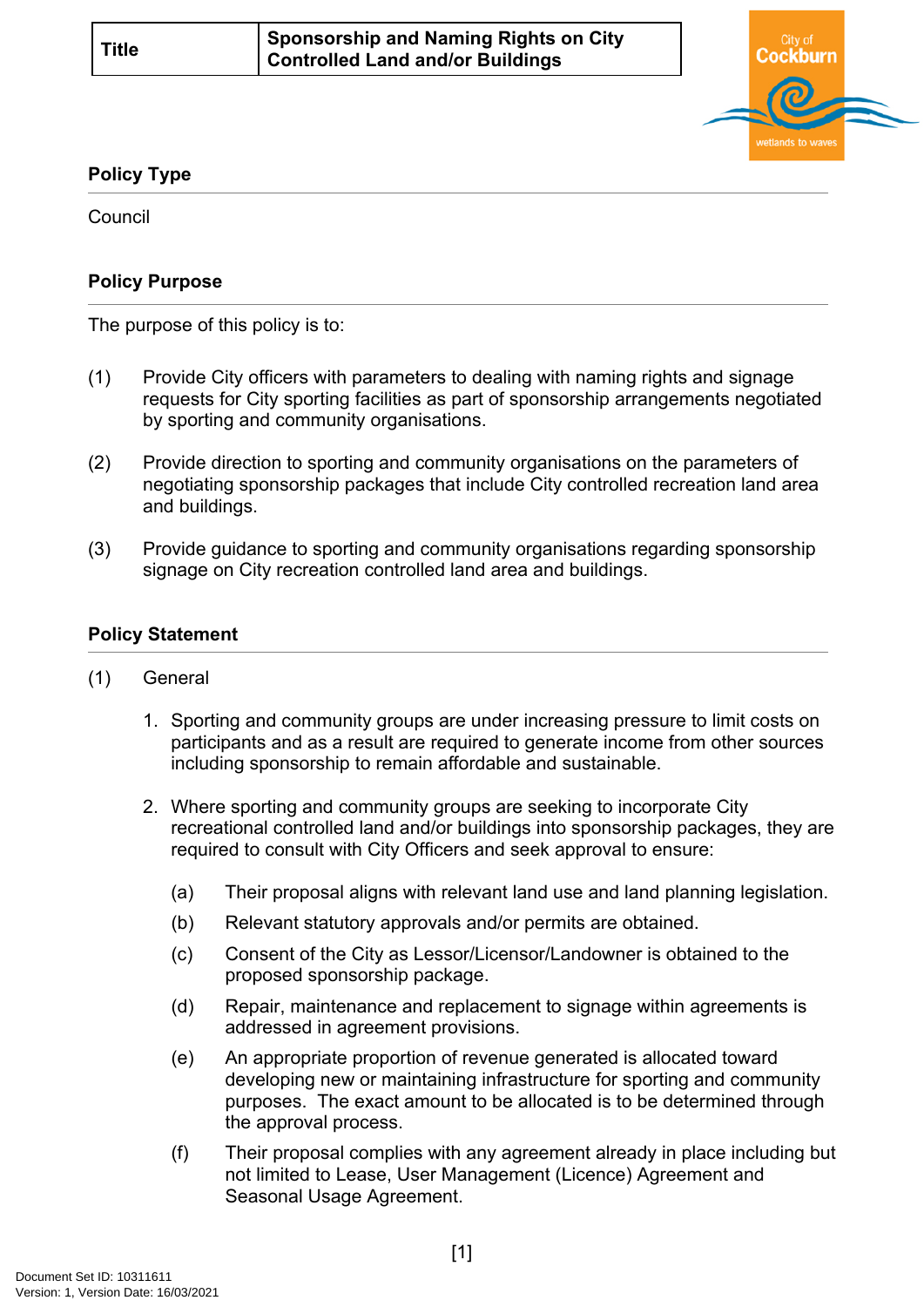| Title | Sponsorship and Naming Rights on City Controlled Land and/or Buildings |
|---|---|

## Policy Type

Council

## Policy Purpose

The purpose of this policy is to:

(1) Provide City officers with parameters to dealing with naming rights and signage requests for City sporting facilities as part of sponsorship arrangements negotiated by sporting and community organisations.

(2) Provide direction to sporting and community organisations on the parameters of negotiating sponsorship packages that include City controlled recreation land area and buildings.

(3) Provide guidance to sporting and community organisations regarding sponsorship signage on City recreation controlled land area and buildings.

## Policy Statement

(1) General

1. Sporting and community groups are under increasing pressure to limit costs on participants and as a result are required to generate income from other sources including sponsorship to remain affordable and sustainable.

2. Where sporting and community groups are seeking to incorporate City recreational controlled land and/or buildings into sponsorship packages, they are required to consult with City Officers and seek approval to ensure:

   (a) Their proposal aligns with relevant land use and land planning legislation.

   (b) Relevant statutory approvals and/or permits are obtained.

   (c) Consent of the City as Lessor/Licensor/Landowner is obtained to the proposed sponsorship package.

   (d) Repair, maintenance and replacement to signage within agreements is addressed in agreement provisions.

   (e) An appropriate proportion of revenue generated is allocated toward developing new or maintaining infrastructure for sporting and community purposes. The exact amount to be allocated is to be determined through the approval process.

   (f) Their proposal complies with any agreement already in place including but not limited to Lease, User Management (Licence) Agreement and Seasonal Usage Agreement.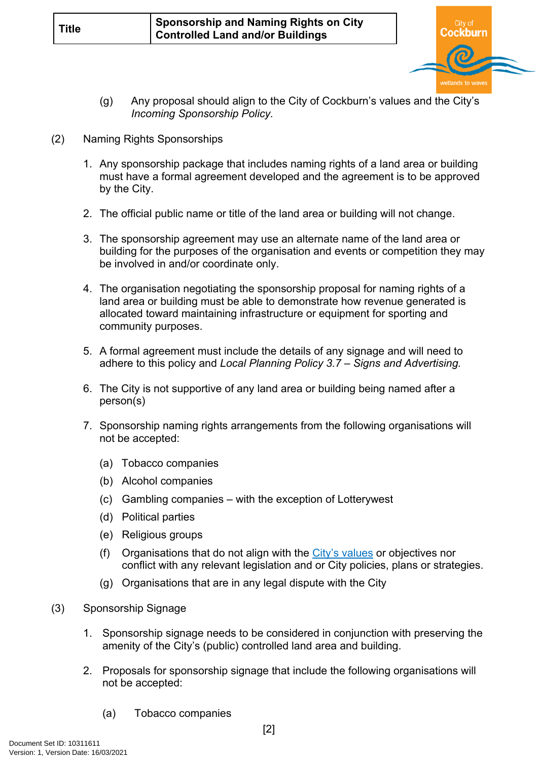(g) Any proposal should align to the City of Cockburn's values and the City's *Incoming Sponsorship Policy.*

(2) Naming Rights Sponsorships

1. Any sponsorship package that includes naming rights of a land area or building must have a formal agreement developed and the agreement is to be approved by the City.

2. The official public name or title of the land area or building will not change.

3. The sponsorship agreement may use an alternate name of the land area or building for the purposes of the organisation and events or competition they may be involved in and/or coordinate only.

4. The organisation negotiating the sponsorship proposal for naming rights of a land area or building must be able to demonstrate how revenue generated is allocated toward maintaining infrastructure or equipment for sporting and community purposes.

5. A formal agreement must include the details of any signage and will need to adhere to this policy and *Local Planning Policy 3.7 – Signs and Advertising.*

6. The City is not supportive of any land area or building being named after a person(s)

7. Sponsorship naming rights arrangements from the following organisations will not be accepted:

   (a) Tobacco companies

   (b) Alcohol companies

   (c) Gambling companies – with the exception of Lotterywest

   (d) Political parties

   (e) Religious groups

   (f) Organisations that do not align with the City's values or objectives nor conflict with any relevant legislation and or City policies, plans or strategies.

   (g) Organisations that are in any legal dispute with the City

(3) Sponsorship Signage

1. Sponsorship signage needs to be considered in conjunction with preserving the amenity of the City's (public) controlled land area and building.

2. Proposals for sponsorship signage that include the following organisations will not be accepted:

   (a) Tobacco companies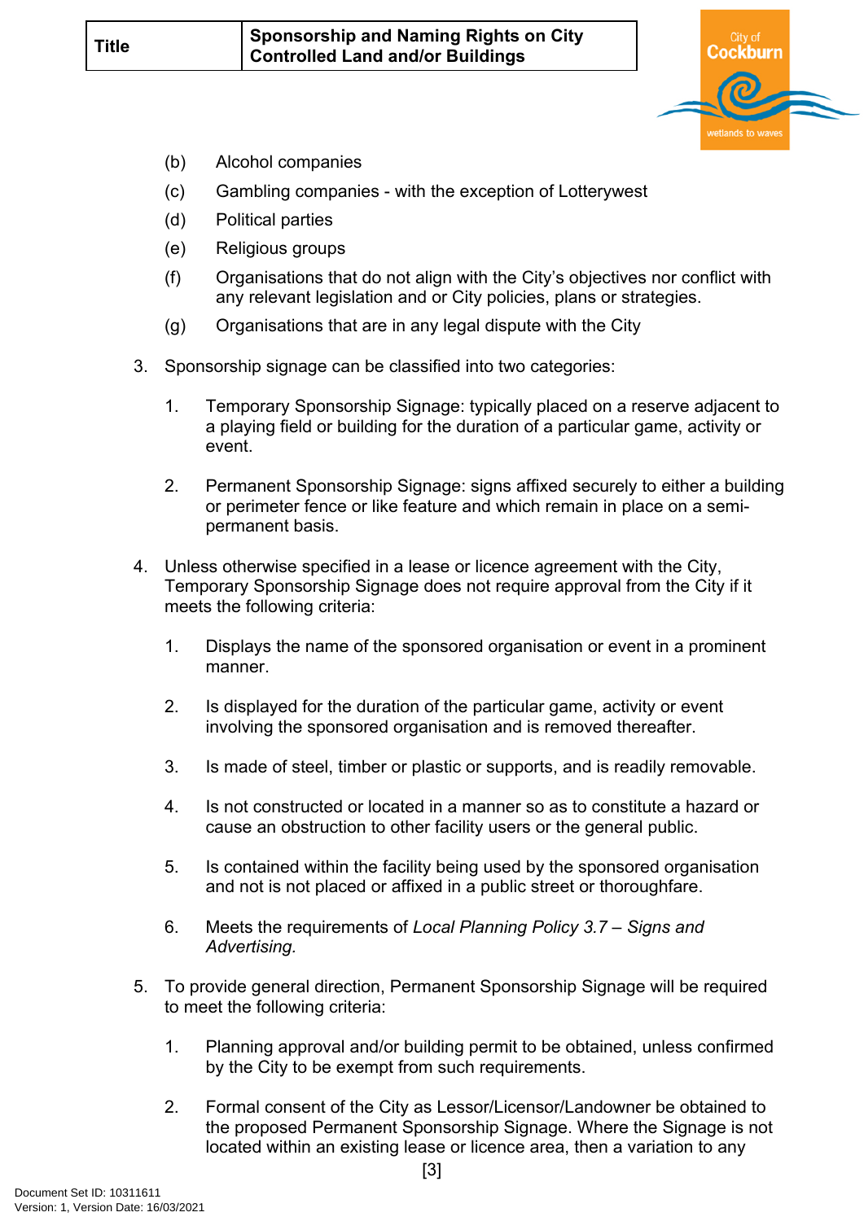(b) Alcohol companies

(c) Gambling companies - with the exception of Lotterywest

(d) Political parties

(e) Religious groups

(f) Organisations that do not align with the City's objectives nor conflict with any relevant legislation and or City policies, plans or strategies.

(g) Organisations that are in any legal dispute with the City

3. Sponsorship signage can be classified into two categories:

   1. Temporary Sponsorship Signage: typically placed on a reserve adjacent to a playing field or building for the duration of a particular game, activity or event.

   2. Permanent Sponsorship Signage: signs affixed securely to either a building or perimeter fence or like feature and which remain in place on a semi-permanent basis.

4. Unless otherwise specified in a lease or licence agreement with the City, Temporary Sponsorship Signage does not require approval from the City if it meets the following criteria:

   1. Displays the name of the sponsored organisation or event in a prominent manner.

   2. Is displayed for the duration of the particular game, activity or event involving the sponsored organisation and is removed thereafter.

   3. Is made of steel, timber or plastic or supports, and is readily removable.

   4. Is not constructed or located in a manner so as to constitute a hazard or cause an obstruction to other facility users or the general public.

   5. Is contained within the facility being used by the sponsored organisation and not is not placed or affixed in a public street or thoroughfare.

   6. Meets the requirements of *Local Planning Policy 3.7 – Signs and Advertising.*

5. To provide general direction, Permanent Sponsorship Signage will be required to meet the following criteria:

   1. Planning approval and/or building permit to be obtained, unless confirmed by the City to be exempt from such requirements.

   2. Formal consent of the City as Lessor/Licensor/Landowner be obtained to the proposed Permanent Sponsorship Signage. Where the Signage is not located within an existing lease or licence area, then a variation to any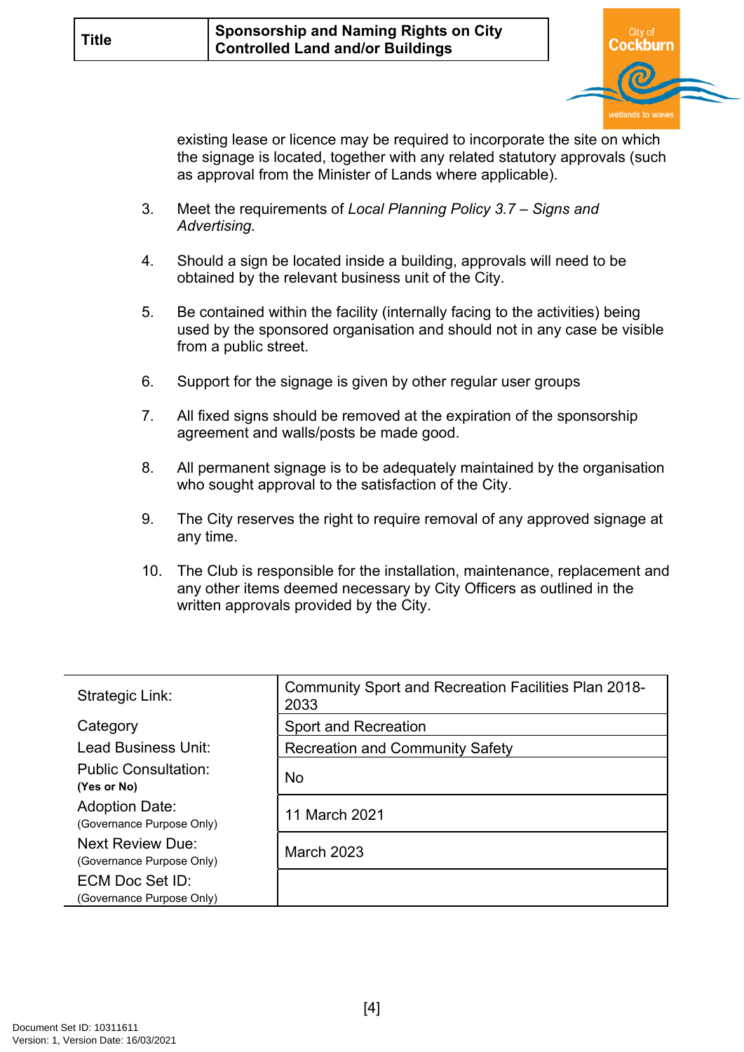existing lease or licence may be required to incorporate the site on which the signage is located, together with any related statutory approvals (such as approval from the Minister of Lands where applicable).

3. Meet the requirements of *Local Planning Policy 3.7 – Signs and Advertising.*

4. Should a sign be located inside a building, approvals will need to be obtained by the relevant business unit of the City.

5. Be contained within the facility (internally facing to the activities) being used by the sponsored organisation and should not in any case be visible from a public street.

6. Support for the signage is given by other regular user groups

7. All fixed signs should be removed at the expiration of the sponsorship agreement and walls/posts be made good.

8. All permanent signage is to be adequately maintained by the organisation who sought approval to the satisfaction of the City.

9. The City reserves the right to require removal of any approved signage at any time.

10. The Club is responsible for the installation, maintenance, replacement and any other items deemed necessary by City Officers as outlined in the written approvals provided by the City.

| | |
|---|---|
| Strategic Link: | Community Sport and Recreation Facilities Plan 2018-2033 |
| Category | Sport and Recreation |
| Lead Business Unit: | Recreation and Community Safety |
| Public Consultation: **(Yes or No)** | No |
| Adoption Date: (Governance Purpose Only) | 11 March 2021 |
| Next Review Due: (Governance Purpose Only) | March 2023 |
| ECM Doc Set ID: (Governance Purpose Only) | |